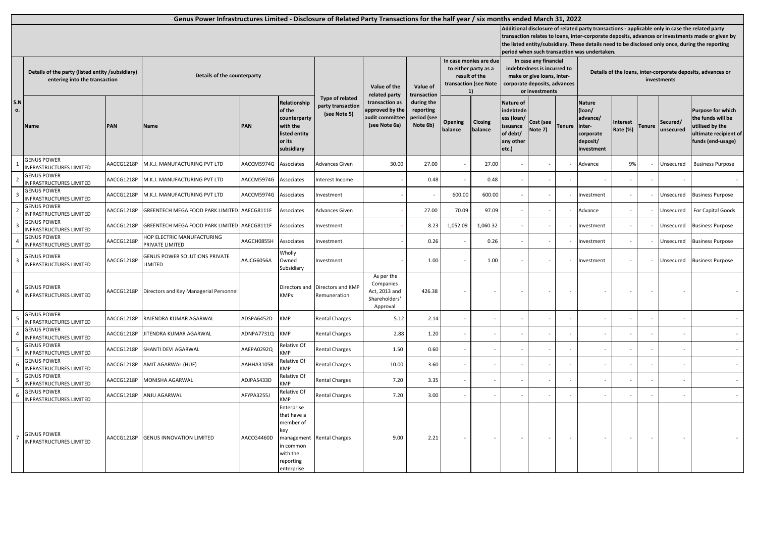# Genus Power Infrastructures Limited - Disclosure of Related Party Transactions for the half year / six months ended March 31, 2022

| S.No. | Details of the party (listed entity /subsidiary) entering into the transaction | | Details of the counterparty | | | Type of related party transaction (see Note 5) | Value of the related party transaction as approved by the audit committee (see Note 6a) | Value of transaction during the reporting period (see Note 6b) | In case monies are due to either party as a result of the transaction (see Note 1) | | Additional disclosure of related party transactions - applicable only in case the related party transaction relates to loans, inter-corporate deposits, advances or investments made or given by the listed entity/subsidiary. These details need to be disclosed only once, during the reporting period when such transaction was undertaken. In case any financial indebtedness is incurred to make or give loans, inter-corporate deposits, advances or investments | | | Details of the loans, inter-corporate deposits, advances or investments | | | | |
|---|---|---|---|---|---|---|---|---|---|---|---|---|---|---|---|---|---|---|
| | Name | PAN | Name | PAN | Relationship of the counterparty with the listed entity or its subsidiary | | | | Opening balance | Closing balance | Nature of indebtedness (loan/ issuance of debt/ any other etc.) | Cost (see Note 7) | Tenure | Nature (loan/ advance/ inter-corporate deposit/ investment | Interest Rate (%) | Tenure | Secured/ unsecured | Purpose for which the funds will be utilised by the ultimate recipient of funds (end-usage) |
| 1 | GENUS POWER INFRASTRUCTURES LIMITED | AACCG1218P | M.K.J. MANUFACTURING PVT LTD | AACCM5974G | Associates | Advances Given | 30.00 | 27.00 | - | 27.00 | - | - | - | Advance | 9% | - | Unsecured | Business Purpose |
| 2 | GENUS POWER INFRASTRUCTURES LIMITED | AACCG1218P | M.K.J. MANUFACTURING PVT LTD | AACCM5974G | Associates | Interest Income | - | 0.48 | - | 0.48 | - | - | - | - | - | - | - | - |
| 3 | GENUS POWER INFRASTRUCTURES LIMITED | AACCG1218P | M.K.J. MANUFACTURING PVT LTD | AACCM5974G | Associates | Investment | - | - | 600.00 | 600.00 | - | - | - | Investment | - | - | Unsecured | Business Purpose |
| 2 | GENUS POWER INFRASTRUCTURES LIMITED | AACCG1218P | GREENTECH MEGA FOOD PARK LIMITED | AAECG8111F | Associates | Advances Given | - | 27.00 | 70.09 | 97.09 | - | - | - | Advance | - | - | Unsecured | For Capital Goods |
| 3 | GENUS POWER INFRASTRUCTURES LIMITED | AACCG1218P | GREENTECH MEGA FOOD PARK LIMITED | AAECG8111F | Associates | Investment | - | 8.23 | 1,052.09 | 1,060.32 | - | - | - | Investment | - | - | Unsecured | Business Purpose |
| 4 | GENUS POWER INFRASTRUCTURES LIMITED | AACCG1218P | HOP ELECTRIC MANUFACTURING PRIVATE LIMITED | AAGCH0855H | Associates | Investment | - | 0.26 | - | 0.26 | - | - | - | Investment | - | - | Unsecured | Business Purpose |
| 3 | GENUS POWER INFRASTRUCTURES LIMITED | AACCG1218P | GENUS POWER SOLUTIONS PRIVATE LIMITED | AAJCG6056A | Wholly Owned Subsidiary | Investment | - | 1.00 | - | 1.00 | - | - | - | Investment | - | - | Unsecured | Business Purpose |
| 4 | GENUS POWER INFRASTRUCTURES LIMITED | AACCG1218P | Directors and Key Managerial Personnel | | Directors and KMPs | Directors and KMP Remuneration | As per the Companies Act, 2013 and Shareholders' Approval | 426.38 | - | - | - | - | - | - | - | - | - | - |
| 5 | GENUS POWER INFRASTRUCTURES LIMITED | AACCG1218P | RAJENDRA KUMAR AGARWAL | ADSPA6452D | KMP | Rental Charges | 5.12 | 2.14 | - | - | - | - | - | - | - | - | - | - |
| 4 | GENUS POWER INFRASTRUCTURES LIMITED | AACCG1218P | JITENDRA KUMAR AGARWAL | ADNPA7731Q | KMP | Rental Charges | 2.88 | 1.20 | - | - | - | - | - | - | - | - | - | - |
| 5 | GENUS POWER INFRASTRUCTURES LIMITED | AACCG1218P | SHANTI DEVI AGARWAL | AAEPA0292Q | Relative Of KMP | Rental Charges | 1.50 | 0.60 | - | - | - | - | - | - | - | - | - | - |
| 6 | GENUS POWER INFRASTRUCTURES LIMITED | AACCG1218P | AMIT AGARWAL (HUF) | AAHHA3105R | Relative Of KMP | Rental Charges | 10.00 | 3.60 | - | - | - | - | - | - | - | - | - | - |
| 5 | GENUS POWER INFRASTRUCTURES LIMITED | AACCG1218P | MONISHA AGARWAL | ADJPA5433D | Relative Of KMP | Rental Charges | 7.20 | 3.35 | - | - | - | - | - | - | - | - | - | - |
| 6 | GENUS POWER INFRASTRUCTURES LIMITED | AACCG1218P | ANJU AGARWAL | AFYPA3255J | Relative Of KMP | Rental Charges | 7.20 | 3.00 | - | - | - | - | - | - | - | - | - | - |
| 7 | GENUS POWER INFRASTRUCTURES LIMITED | AACCG1218P | GENUS INNOVATION LIMITED | AACCG4460D | Enterprise that have a member of key management in common with the reporting enterprise | Rental Charges | 9.00 | 2.21 | - | - | - | - | - | - | - | - | - | - |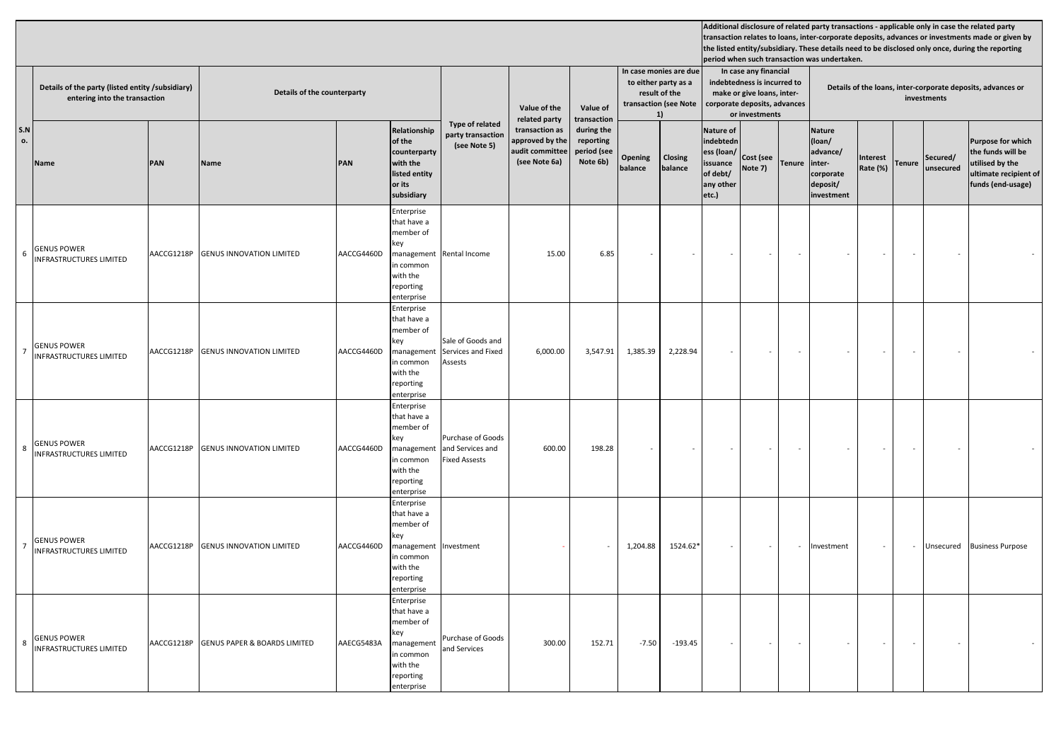| S.No. | Details of the party (listed entity /subsidiary) entering into the transaction | | Details of the counterparty | | | Type of related party transaction (see Note 5) | Value of the related party transaction as approved by the audit committee (see Note 6a) | Value of transaction during the reporting period (see Note 6b) | In case monies are due to either party as a result of the transaction (see Note 1) | | In case any financial indebtedness is incurred to make or give loans, inter-corporate deposits, advances or investments | | | Details of the loans, inter-corporate deposits, advances or investments | | | | |
|---|---|---|---|---|---|---|---|---|---|---|---|---|---|---|---|---|---|---|
| | Name | PAN | Name | PAN | Relationship of the counterparty with the listed entity or its subsidiary | | | | Opening balance | Closing balance | Nature of indebtedness (loan/ issuance of debt/ any other etc.) | Cost (see Note 7) | Tenure | Nature (loan/ advance/ inter-corporate deposit/ investment | Interest Rate (%) | Tenure | Secured/ unsecured | Purpose for which the funds will be utilised by the ultimate recipient of funds (end-usage) |
| 6 | GENUS POWER INFRASTRUCTURES LIMITED | AACCG1218P | GENUS INNOVATION LIMITED | AACCG4460D | Enterprise that have a member of key management in common with the reporting enterprise | Rental Income | 15.00 | 6.85 | - | - | - | - | - | - | - | - | - | - |
| 7 | GENUS POWER INFRASTRUCTURES LIMITED | AACCG1218P | GENUS INNOVATION LIMITED | AACCG4460D | Enterprise that have a member of key management in common with the reporting enterprise | Sale of Goods and Services and Fixed Assests | 6,000.00 | 3,547.91 | 1,385.39 | 2,228.94 | - | - | - | - | - | - | - | - |
| 8 | GENUS POWER INFRASTRUCTURES LIMITED | AACCG1218P | GENUS INNOVATION LIMITED | AACCG4460D | Enterprise that have a member of key management in common with the reporting enterprise | Purchase of Goods and Services and Fixed Assests | 600.00 | 198.28 | - | - | - | - | - | - | - | - | - | - |
| 7 | GENUS POWER INFRASTRUCTURES LIMITED | AACCG1218P | GENUS INNOVATION LIMITED | AACCG4460D | Enterprise that have a member of key management in common with the reporting enterprise | Investment | - | - | 1,204.88 | 1524.62* | - | - | - | Investment | - | - | Unsecured | Business Purpose |
| 8 | GENUS POWER INFRASTRUCTURES LIMITED | AACCG1218P | GENUS PAPER & BOARDS LIMITED | AAECG5483A | Enterprise that have a member of key management in common with the reporting enterprise | Purchase of Goods and Services | 300.00 | 152.71 | -7.50 | -193.45 | - | - | - | - | - | - | - | - |

Additional disclosure of related party transactions - applicable only in case the related party transaction relates to loans, inter-corporate deposits, advances or investments made or given by the listed entity/subsidiary. These details need to be disclosed only once, during the reporting period when such transaction was undertaken.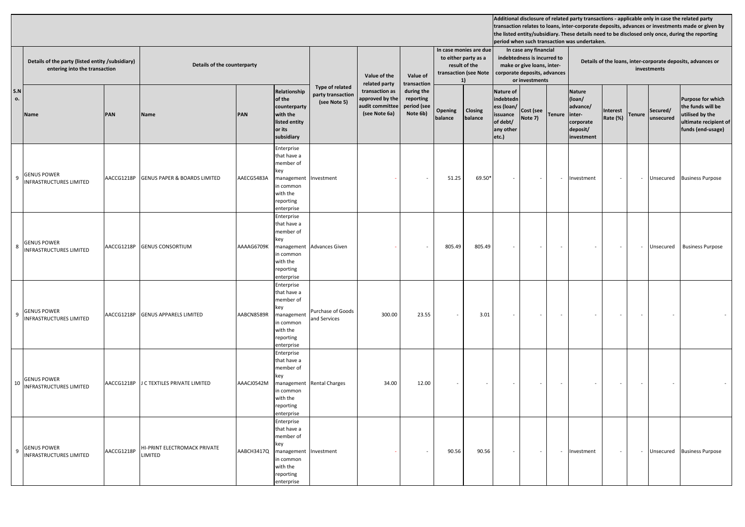| S.No. | Details of the party (listed entity /subsidiary) entering into the transaction | | Details of the counterparty | | | Type of related party transaction (see Note 5) | Value of the related party transaction as approved by the audit committee (see Note 6a) | Value of transaction during the reporting period (see Note 6b) | In case monies are due to either party as a result of the transaction (see Note 1) | | Additional disclosure of related party transactions - applicable only in case the related party transaction relates to loans, inter-corporate deposits, advances or investments made or given by the listed entity/subsidiary. These details need to be disclosed only once, during the reporting period when such transaction was undertaken. In case any financial indebtedness is incurred to make or give loans, inter-corporate deposits, advances or investments | | | Details of the loans, inter-corporate deposits, advances or investments | | | | |
|---|---|---|---|---|---|---|---|---|---|---|---|---|---|---|---|---|---|---|
| | Name | PAN | Name | PAN | Relationship of the counterparty with the listed entity or its subsidiary | | | | Opening balance | Closing balance | Nature of indebtedness (loan/ issuance of debt/ any other etc.) | Cost (see Note 7) | Tenure | Nature (loan/ advance/ inter-corporate deposit/ investment | Interest Rate (%) | Tenure | Secured/ unsecured | Purpose for which the funds will be utilised by the ultimate recipient of funds (end-usage) |
| 9 | GENUS POWER INFRASTRUCTURES LIMITED | AACCG1218P | GENUS PAPER & BOARDS LIMITED | AAECG5483A | Enterprise that have a member of key management in common with the reporting enterprise | Investment | - | - | 51.25 | 69.50* | - | - | - | Investment | - | - | Unsecured | Business Purpose |
| 8 | GENUS POWER INFRASTRUCTURES LIMITED | AACCG1218P | GENUS CONSORTIUM | AAAAG6709K | Enterprise that have a member of key management in common with the reporting enterprise | Advances Given | - | - | 805.49 | 805.49 | - | - | - | - | - | - | Unsecured | Business Purpose |
| 9 | GENUS POWER INFRASTRUCTURES LIMITED | AACCG1218P | GENUS APPARELS LIMITED | AABCN8589R | Enterprise that have a member of key management in common with the reporting enterprise | Purchase of Goods and Services | 300.00 | 23.55 | - | 3.01 | - | - | - | - | - | - | - | - |
| 10 | GENUS POWER INFRASTRUCTURES LIMITED | AACCG1218P | J C TEXTILES PRIVATE LIMITED | AAACJ0542M | Enterprise that have a member of key management in common with the reporting enterprise | Rental Charges | 34.00 | 12.00 | - | - | - | - | - | - | - | - | - | - |
| 9 | GENUS POWER INFRASTRUCTURES LIMITED | AACCG1218P | HI-PRINT ELECTROMACK PRIVATE LIMITED | AABCH3417Q | Enterprise that have a member of key management in common with the reporting enterprise | Investment | - | - | 90.56 | 90.56 | - | - | - | Investment | - | - | Unsecured | Business Purpose |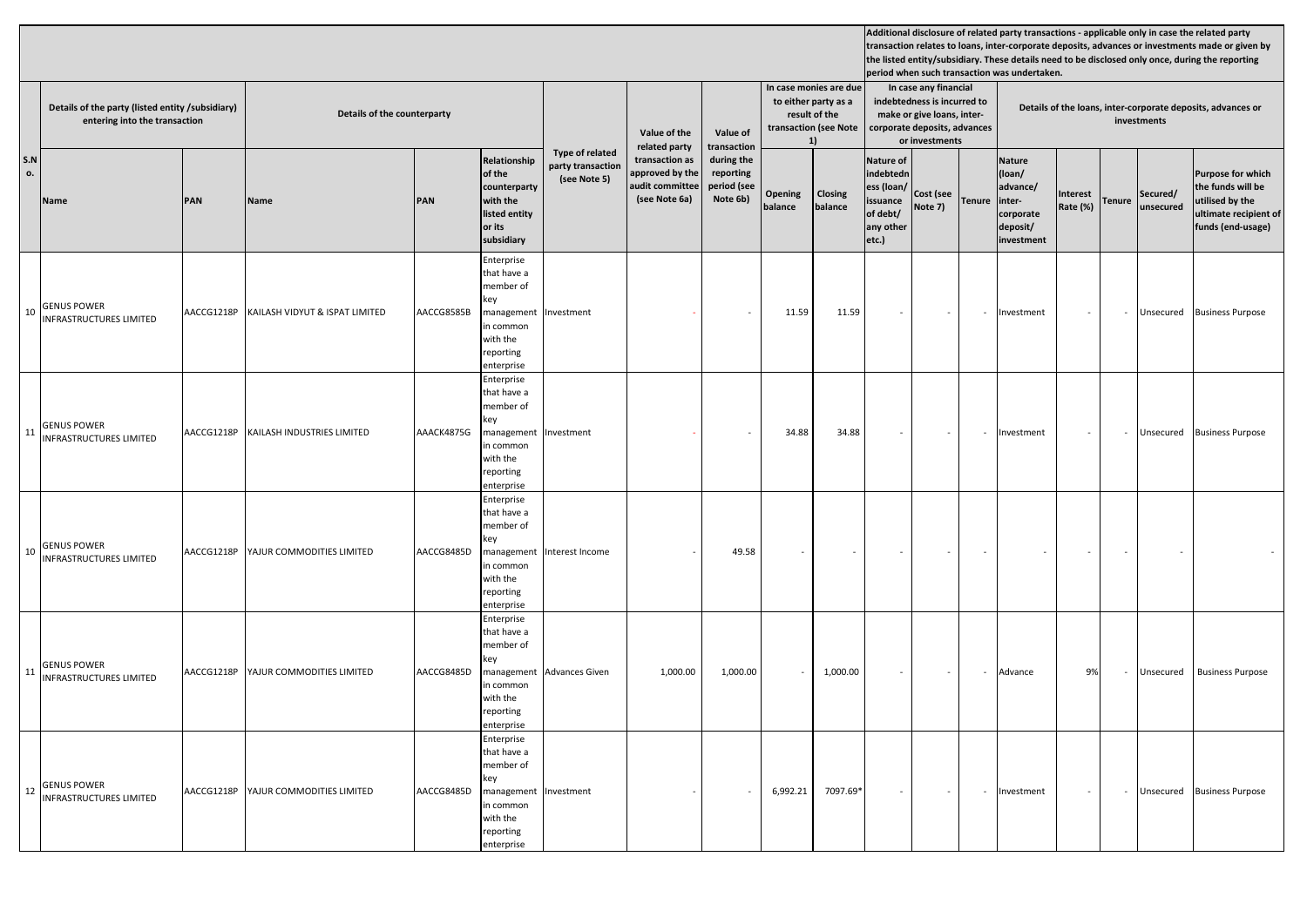| S.No. | Details of the party (listed entity /subsidiary) entering into the transaction | | Details of the counterparty | | | Type of related party transaction (see Note 5) | Value of the related party transaction as approved by the audit committee (see Note 6a) | Value of transaction during the reporting period (see Note 6b) | In case monies are due to either party as a result of the transaction (see Note 1) | | Additional disclosure of related party transactions - applicable only in case the related party transaction relates to loans, inter-corporate deposits, advances or investments made or given by the listed entity/subsidiary. These details need to be disclosed only once, during the reporting period when such transaction was undertaken. In case any financial indebtedness is incurred to make or give loans, inter-corporate deposits, advances or investments | | | Details of the loans, inter-corporate deposits, advances or investments | | | | |
|---|---|---|---|---|---|---|---|---|---|---|---|---|---|---|---|---|---|---|
| | Name | PAN | Name | PAN | Relationship of the counterparty with the listed entity or its subsidiary | | | | Opening balance | Closing balance | Nature of indebtedness (loan/ issuance of debt/ any other etc.) | Cost (see Note 7) | Tenure | Nature (loan/ advance/ inter-corporate deposit/ investment | Interest Rate (%) | Tenure | Secured/ unsecured | Purpose for which the funds will be utilised by the ultimate recipient of funds (end-usage) |
| 10 | GENUS POWER INFRASTRUCTURES LIMITED | AACCG1218P | KAILASH VIDYUT & ISPAT LIMITED | AACCG8585B | Enterprise that have a member of key management in common with the reporting enterprise | Investment | - | - | 11.59 | 11.59 | - | - | - | Investment | - | - | Unsecured | Business Purpose |
| 11 | GENUS POWER INFRASTRUCTURES LIMITED | AACCG1218P | KAILASH INDUSTRIES LIMITED | AAACK4875G | Enterprise that have a member of key management in common with the reporting enterprise | Investment | - | - | 34.88 | 34.88 | - | - | - | Investment | - | - | Unsecured | Business Purpose |
| 10 | GENUS POWER INFRASTRUCTURES LIMITED | AACCG1218P | YAJUR COMMODITIES LIMITED | AACCG8485D | Enterprise that have a member of key management in common with the reporting enterprise | Interest Income | - | 49.58 | - | - | - | - | - | - | - | - | - | - |
| 11 | GENUS POWER INFRASTRUCTURES LIMITED | AACCG1218P | YAJUR COMMODITIES LIMITED | AACCG8485D | Enterprise that have a member of key management in common with the reporting enterprise | Advances Given | 1,000.00 | 1,000.00 | - | 1,000.00 | - | - | - | Advance | 9% | - | Unsecured | Business Purpose |
| 12 | GENUS POWER INFRASTRUCTURES LIMITED | AACCG1218P | YAJUR COMMODITIES LIMITED | AACCG8485D | Enterprise that have a member of key management in common with the reporting enterprise | Investment | - | - | 6,992.21 | 7097.69* | - | - | - | Investment | - | - | Unsecured | Business Purpose |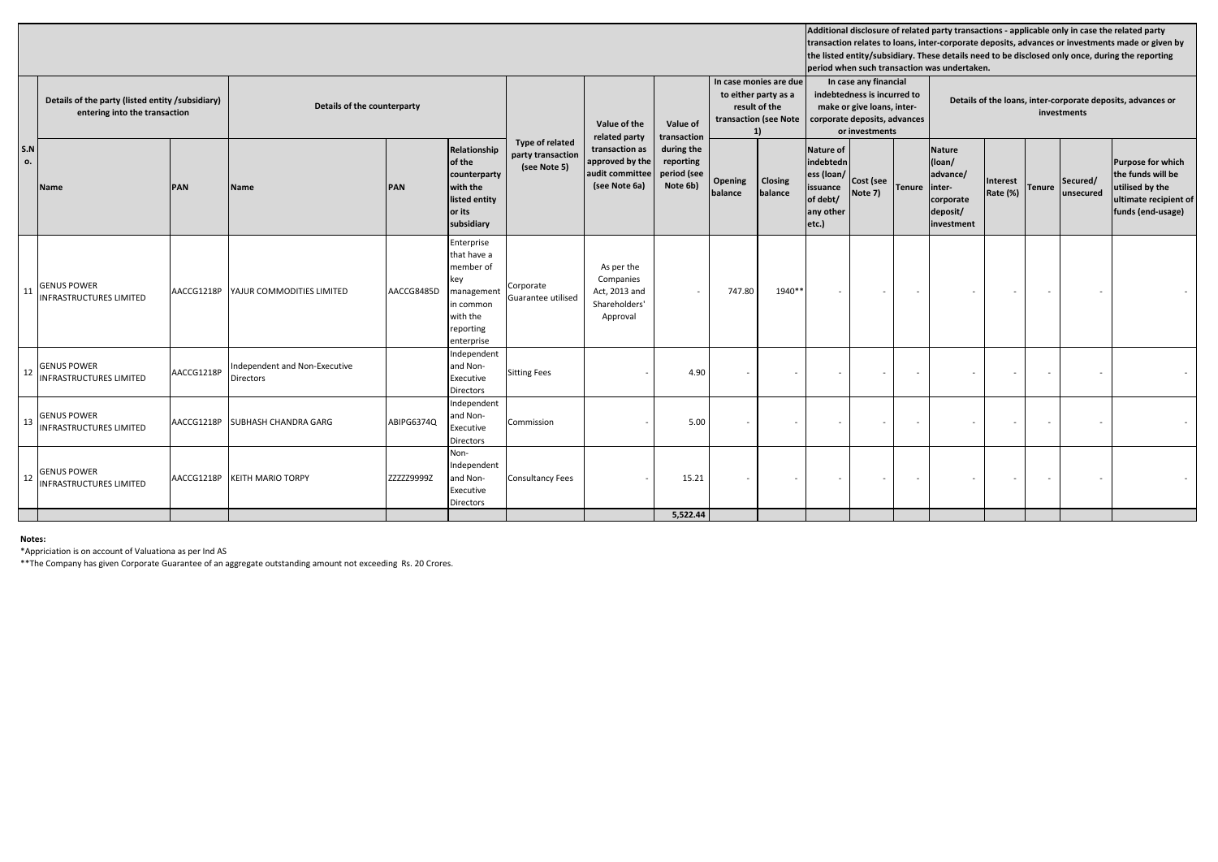| S.No. | Details of the party (listed entity /subsidiary) entering into the transaction | | Details of the counterparty | | | Type of related party transaction (see Note 5) | Value of the related party transaction as approved by the audit committee (see Note 6a) | Value of transaction during the reporting period (see Note 6b) | In case monies are due to either party as a result of the transaction (see Note 1) | | Additional disclosure of related party transactions - applicable only in case the related party transaction relates to loans, inter-corporate deposits, advances or investments made or given by the listed entity/subsidiary. These details need to be disclosed only once, during the reporting period when such transaction was undertaken. In case any financial indebtedness is incurred to make or give loans, inter-corporate deposits, advances or investments | | | Details of the loans, inter-corporate deposits, advances or investments | | | | |
|---|---|---|---|---|---|---|---|---|---|---|---|---|---|---|---|---|---|---|
| | Name | PAN | Name | PAN | Relationship of the counterparty with the listed entity or its subsidiary | | | | Opening balance | Closing balance | Nature of indebtedness (loan/ issuance of debt/ any other etc.) | Cost (see Note 7) | Tenure | Nature (loan/ advance/ inter-corporate deposit/ investment | Interest Rate (%) | Tenure | Secured/ unsecured | Purpose for which the funds will be utilised by the ultimate recipient of funds (end-usage) |
| 11 | GENUS POWER INFRASTRUCTURES LIMITED | AACCG1218P | YAJUR COMMODITIES LIMITED | AACCG8485D | Enterprise that have a member of key management in common with the reporting enterprise | Corporate Guarantee utilised | As per the Companies Act, 2013 and Shareholders' Approval | - | 747.80 | 1940** | - | - | - | - | - | - | - | - |
| 12 | GENUS POWER INFRASTRUCTURES LIMITED | AACCG1218P | Independent and Non-Executive Directors | | Independent and Non-Executive Directors | Sitting Fees | - | 4.90 | - | - | - | - | - | - | - | - | - | - |
| 13 | GENUS POWER INFRASTRUCTURES LIMITED | AACCG1218P | SUBHASH CHANDRA GARG | ABIPG6374Q | Independent and Non-Executive Directors | Commission | - | 5.00 | - | - | - | - | - | - | - | - | - | - |
| 12 | GENUS POWER INFRASTRUCTURES LIMITED | AACCG1218P | KEITH MARIO TORPY | ZZZZZ9999Z | Non-Independent and Non-Executive Directors | Consultancy Fees | - | 15.21 | - | - | - | - | - | - | - | - | - | - |
| | | | | | | | | 5,522.44 | | | | | | | | | | |

**Notes:**

*Appriciation is on account of Valuationa as per Ind AS

**The Company has given Corporate Guarantee of an aggregate outstanding amount not exceeding Rs. 20 Crores.